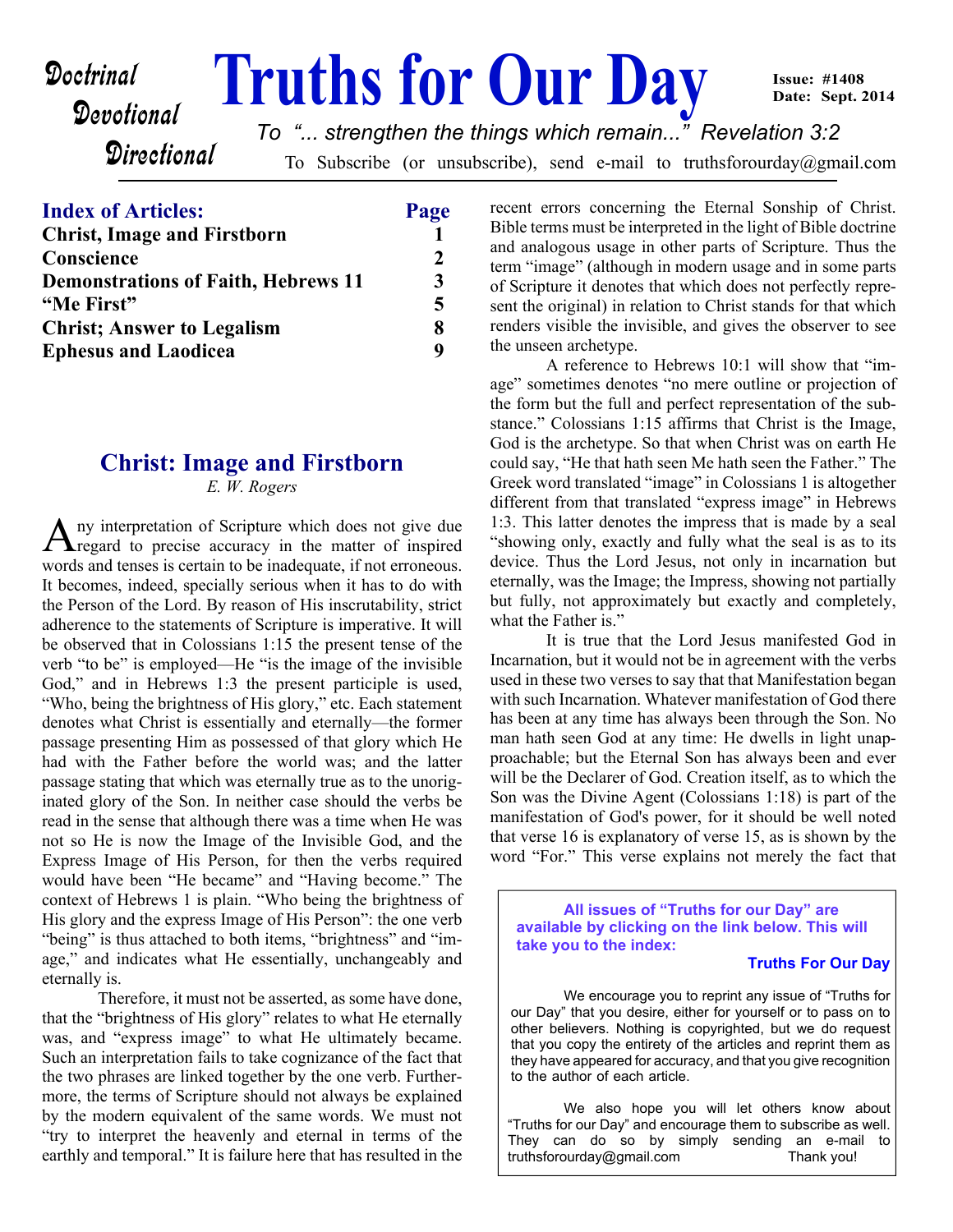Doctrinal
Devotional
Directional

# Truths for Our Day

Issue: #1408
Date: Sept. 2014

*To "... strengthen the things which remain..." Revelation 3:2*

To Subscribe (or unsubscribe), send e-mail to truthsforourday@gmail.com

| **Index of Articles:** | **Page** |
|---|---|
| **Christ, Image and Firstborn** | **1** |
| **Conscience** | **2** |
| **Demonstrations of Faith, Hebrews 11** | **3** |
| **"Me First"** | **5** |
| **Christ; Answer to Legalism** | **8** |
| **Ephesus and Laodicea** | **9** |

## Christ: Image and Firstborn

*E. W. Rogers*

Any interpretation of Scripture which does not give due regard to precise accuracy in the matter of inspired words and tenses is certain to be inadequate, if not erroneous. It becomes, indeed, specially serious when it has to do with the Person of the Lord. By reason of His inscrutability, strict adherence to the statements of Scripture is imperative. It will be observed that in Colossians 1:15 the present tense of the verb "to be" is employed—He "is the image of the invisible God," and in Hebrews 1:3 the present participle is used, "Who, being the brightness of His glory," etc. Each statement denotes what Christ is essentially and eternally—the former passage presenting Him as possessed of that glory which He had with the Father before the world was; and the latter passage stating that which was eternally true as to the unoriginated glory of the Son. In neither case should the verbs be read in the sense that although there was a time when He was not so He is now the Image of the Invisible God, and the Express Image of His Person, for then the verbs required would have been "He became" and "Having become." The context of Hebrews 1 is plain. "Who being the brightness of His glory and the express Image of His Person": the one verb "being" is thus attached to both items, "brightness" and "image," and indicates what He essentially, unchangeably and eternally is.

Therefore, it must not be asserted, as some have done, that the "brightness of His glory" relates to what He eternally was, and "express image" to what He ultimately became. Such an interpretation fails to take cognizance of the fact that the two phrases are linked together by the one verb. Furthermore, the terms of Scripture should not always be explained by the modern equivalent of the same words. We must not "try to interpret the heavenly and eternal in terms of the earthly and temporal." It is failure here that has resulted in the recent errors concerning the Eternal Sonship of Christ. Bible terms must be interpreted in the light of Bible doctrine and analogous usage in other parts of Scripture. Thus the term "image" (although in modern usage and in some parts of Scripture it denotes that which does not perfectly represent the original) in relation to Christ stands for that which renders visible the invisible, and gives the observer to see the unseen archetype.

A reference to Hebrews 10:1 will show that "image" sometimes denotes "no mere outline or projection of the form but the full and perfect representation of the substance." Colossians 1:15 affirms that Christ is the Image, God is the archetype. So that when Christ was on earth He could say, "He that hath seen Me hath seen the Father." The Greek word translated "image" in Colossians 1 is altogether different from that translated "express image" in Hebrews 1:3. This latter denotes the impress that is made by a seal "showing only, exactly and fully what the seal is as to its device. Thus the Lord Jesus, not only in incarnation but eternally, was the Image; the Impress, showing not partially but fully, not approximately but exactly and completely, what the Father is."

It is true that the Lord Jesus manifested God in Incarnation, but it would not be in agreement with the verbs used in these two verses to say that that Manifestation began with such Incarnation. Whatever manifestation of God there has been at any time has always been through the Son. No man hath seen God at any time: He dwells in light unapproachable; but the Eternal Son has always been and ever will be the Declarer of God. Creation itself, as to which the Son was the Divine Agent (Colossians 1:18) is part of the manifestation of God's power, for it should be well noted that verse 16 is explanatory of verse 15, as is shown by the word "For." This verse explains not merely the fact that

---

**All issues of "Truths for our Day" are available by clicking on the link below. This will take you to the index:**

**Truths For Our Day**

We encourage you to reprint any issue of "Truths for our Day" that you desire, either for yourself or to pass on to other believers. Nothing is copyrighted, but we do request that you copy the entirety of the articles and reprint them as they have appeared for accuracy, and that you give recognition to the author of each article.

We also hope you will let others know about "Truths for our Day" and encourage them to subscribe as well. They can do so by simply sending an e-mail to truthsforourday@gmail.com Thank you!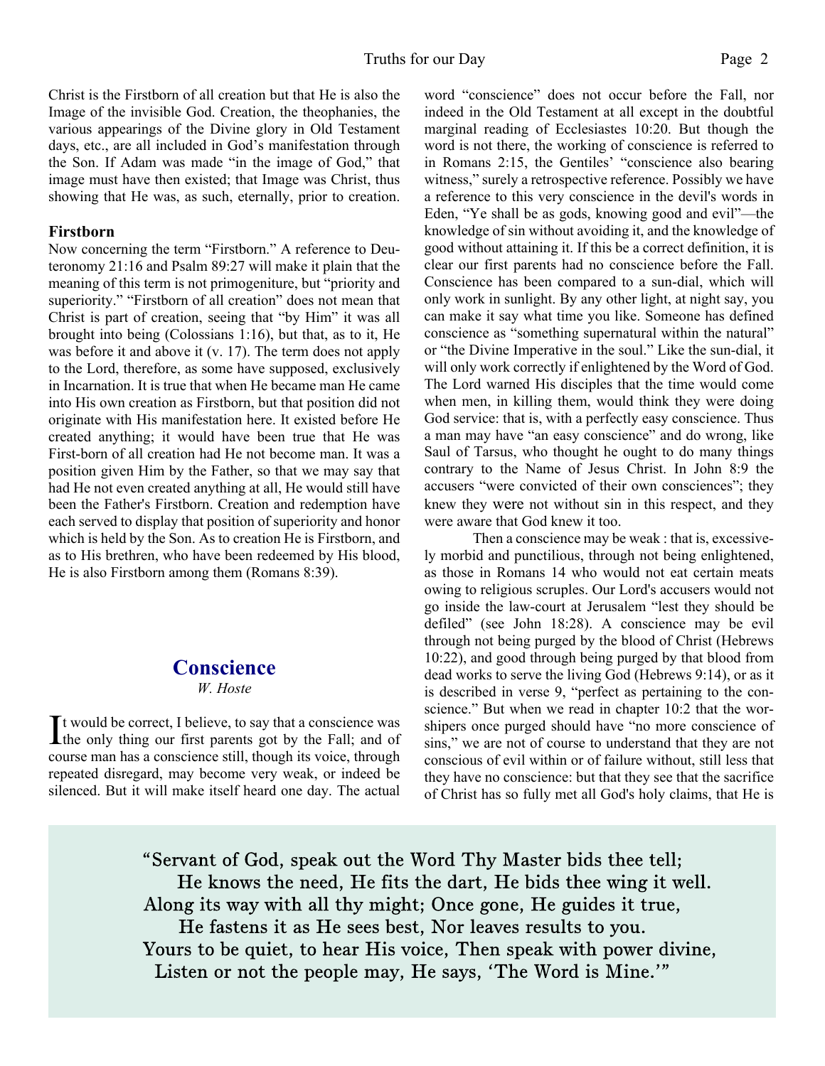Christ is the Firstborn of all creation but that He is also the Image of the invisible God. Creation, the theophanies, the various appearings of the Divine glory in Old Testament days, etc., are all included in God's manifestation through the Son. If Adam was made "in the image of God," that image must have then existed; that Image was Christ, thus showing that He was, as such, eternally, prior to creation.

**Firstborn**

Now concerning the term "Firstborn." A reference to Deuteronomy 21:16 and Psalm 89:27 will make it plain that the meaning of this term is not primogeniture, but "priority and superiority." "Firstborn of all creation" does not mean that Christ is part of creation, seeing that "by Him" it was all brought into being (Colossians 1:16), but that, as to it, He was before it and above it (v. 17). The term does not apply to the Lord, therefore, as some have supposed, exclusively in Incarnation. It is true that when He became man He came into His own creation as Firstborn, but that position did not originate with His manifestation here. It existed before He created anything; it would have been true that He was First-born of all creation had He not become man. It was a position given Him by the Father, so that we may say that had He not even created anything at all, He would still have been the Father's Firstborn. Creation and redemption have each served to display that position of superiority and honor which is held by the Son. As to creation He is Firstborn, and as to His brethren, who have been redeemed by His blood, He is also Firstborn among them (Romans 8:39).

## Conscience

*W. Hoste*

It would be correct, I believe, to say that a conscience was the only thing our first parents got by the Fall; and of course man has a conscience still, though its voice, through repeated disregard, may become very weak, or indeed be silenced. But it will make itself heard one day. The actual word "conscience" does not occur before the Fall, nor indeed in the Old Testament at all except in the doubtful marginal reading of Ecclesiastes 10:20. But though the word is not there, the working of conscience is referred to in Romans 2:15, the Gentiles' "conscience also bearing witness," surely a retrospective reference. Possibly we have a reference to this very conscience in the devil's words in Eden, "Ye shall be as gods, knowing good and evil"—the knowledge of sin without avoiding it, and the knowledge of good without attaining it. If this be a correct definition, it is clear our first parents had no conscience before the Fall. Conscience has been compared to a sun-dial, which will only work in sunlight. By any other light, at night say, you can make it say what time you like. Someone has defined conscience as "something supernatural within the natural" or "the Divine Imperative in the soul." Like the sun-dial, it will only work correctly if enlightened by the Word of God. The Lord warned His disciples that the time would come when men, in killing them, would think they were doing God service: that is, with a perfectly easy conscience. Thus a man may have "an easy conscience" and do wrong, like Saul of Tarsus, who thought he ought to do many things contrary to the Name of Jesus Christ. In John 8:9 the accusers "were convicted of their own consciences"; they knew they were not without sin in this respect, and they were aware that God knew it too.

Then a conscience may be weak : that is, excessively morbid and punctilious, through not being enlightened, as those in Romans 14 who would not eat certain meats owing to religious scruples. Our Lord's accusers would not go inside the law-court at Jerusalem "lest they should be defiled" (see John 18:28). A conscience may be evil through not being purged by the blood of Christ (Hebrews 10:22), and good through being purged by that blood from dead works to serve the living God (Hebrews 9:14), or as it is described in verse 9, "perfect as pertaining to the conscience." But when we read in chapter 10:2 that the worshipers once purged should have "no more conscience of sins," we are not of course to understand that they are not conscious of evil within or of failure without, still less that they have no conscience: but that they see that the sacrifice of Christ has so fully met all God's holy claims, that He is

"Servant of God, speak out the Word Thy Master bids thee tell;
He knows the need, He fits the dart, He bids thee wing it well.
Along its way with all thy might; Once gone, He guides it true,
He fastens it as He sees best, Nor leaves results to you.
Yours to be quiet, to hear His voice, Then speak with power divine,
Listen or not the people may, He says, 'The Word is Mine.'"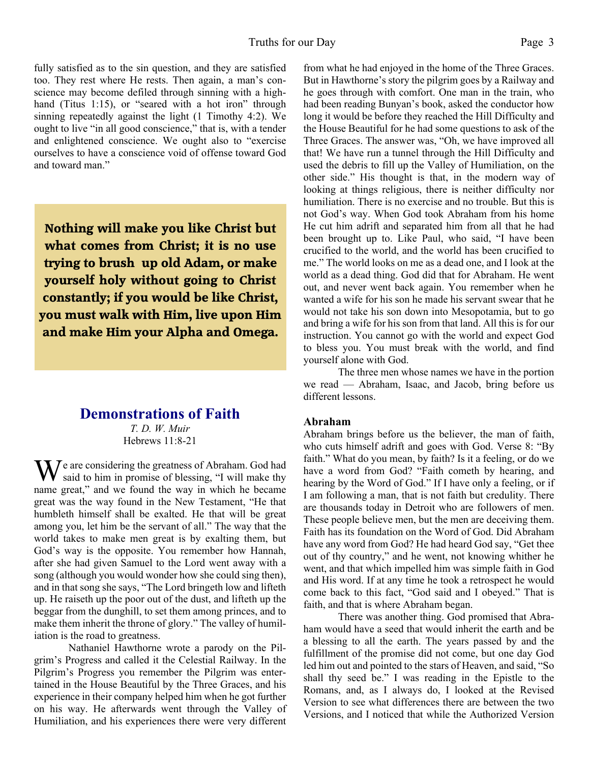fully satisfied as to the sin question, and they are satisfied too. They rest where He rests. Then again, a man's conscience may become defiled through sinning with a high-hand (Titus 1:15), or "seared with a hot iron" through sinning repeatedly against the light (1 Timothy 4:2). We ought to live "in all good conscience," that is, with a tender and enlightened conscience. We ought also to "exercise ourselves to have a conscience void of offense toward God and toward man."

**Nothing will make you like Christ but what comes from Christ; it is no use trying to brush up old Adam, or make yourself holy without going to Christ constantly; if you would be like Christ, you must walk with Him, live upon Him and make Him your Alpha and Omega.**

## Demonstrations of Faith

*T. D. W. Muir*
Hebrews 11:8-21

We are considering the greatness of Abraham. God had said to him in promise of blessing, "I will make thy name great," and we found the way in which he became great was the way found in the New Testament, "He that humbleth himself shall be exalted. He that will be great among you, let him be the servant of all." The way that the world takes to make men great is by exalting them, but God's way is the opposite. You remember how Hannah, after she had given Samuel to the Lord went away with a song (although you would wonder how she could sing then), and in that song she says, "The Lord bringeth low and lifteth up. He raiseth up the poor out of the dust, and lifteth up the beggar from the dunghill, to set them among princes, and to make them inherit the throne of glory." The valley of humiliation is the road to greatness.

Nathaniel Hawthorne wrote a parody on the Pilgrim's Progress and called it the Celestial Railway. In the Pilgrim's Progress you remember the Pilgrim was entertained in the House Beautiful by the Three Graces, and his experience in their company helped him when he got further on his way. He afterwards went through the Valley of Humiliation, and his experiences there were very different from what he had enjoyed in the home of the Three Graces. But in Hawthorne's story the pilgrim goes by a Railway and he goes through with comfort. One man in the train, who had been reading Bunyan's book, asked the conductor how long it would be before they reached the Hill Difficulty and the House Beautiful for he had some questions to ask of the Three Graces. The answer was, "Oh, we have improved all that! We have run a tunnel through the Hill Difficulty and used the debris to fill up the Valley of Humiliation, on the other side." His thought is that, in the modern way of looking at things religious, there is neither difficulty nor humiliation. There is no exercise and no trouble. But this is not God's way. When God took Abraham from his home He cut him adrift and separated him from all that he had been brought up to. Like Paul, who said, "I have been crucified to the world, and the world has been crucified to me." The world looks on me as a dead one, and I look at the world as a dead thing. God did that for Abraham. He went out, and never went back again. You remember when he wanted a wife for his son he made his servant swear that he would not take his son down into Mesopotamia, but to go and bring a wife for his son from that land. All this is for our instruction. You cannot go with the world and expect God to bless you. You must break with the world, and find yourself alone with God.

The three men whose names we have in the portion we read — Abraham, Isaac, and Jacob, bring before us different lessons.

**Abraham**

Abraham brings before us the believer, the man of faith, who cuts himself adrift and goes with God. Verse 8: "By faith." What do you mean, by faith? Is it a feeling, or do we have a word from God? "Faith cometh by hearing, and hearing by the Word of God." If I have only a feeling, or if I am following a man, that is not faith but credulity. There are thousands today in Detroit who are followers of men. These people believe men, but the men are deceiving them. Faith has its foundation on the Word of God. Did Abraham have any word from God? He had heard God say, "Get thee out of thy country," and he went, not knowing whither he went, and that which impelled him was simple faith in God and His word. If at any time he took a retrospect he would come back to this fact, "God said and I obeyed." That is faith, and that is where Abraham began.

There was another thing. God promised that Abraham would have a seed that would inherit the earth and be a blessing to all the earth. The years passed by and the fulfillment of the promise did not come, but one day God led him out and pointed to the stars of Heaven, and said, "So shall thy seed be." I was reading in the Epistle to the Romans, and, as I always do, I looked at the Revised Version to see what differences there are between the two Versions, and I noticed that while the Authorized Version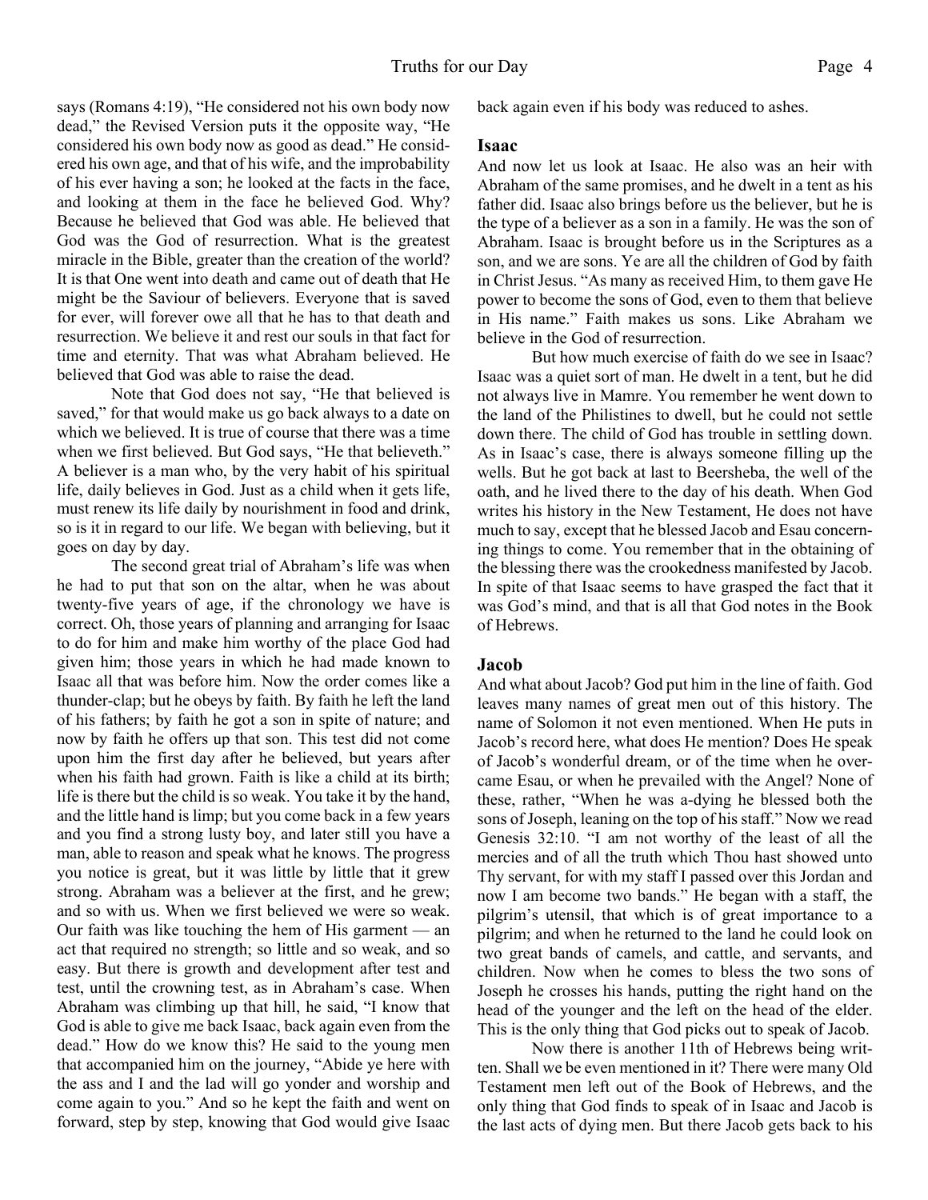says (Romans 4:19), "He considered not his own body now dead," the Revised Version puts it the opposite way, "He considered his own body now as good as dead." He considered his own age, and that of his wife, and the improbability of his ever having a son; he looked at the facts in the face, and looking at them in the face he believed God. Why? Because he believed that God was able. He believed that God was the God of resurrection. What is the greatest miracle in the Bible, greater than the creation of the world? It is that One went into death and came out of death that He might be the Saviour of believers. Everyone that is saved for ever, will forever owe all that he has to that death and resurrection. We believe it and rest our souls in that fact for time and eternity. That was what Abraham believed. He believed that God was able to raise the dead.

Note that God does not say, "He that believed is saved," for that would make us go back always to a date on which we believed. It is true of course that there was a time when we first believed. But God says, "He that believeth." A believer is a man who, by the very habit of his spiritual life, daily believes in God. Just as a child when it gets life, must renew its life daily by nourishment in food and drink, so is it in regard to our life. We began with believing, but it goes on day by day.

The second great trial of Abraham's life was when he had to put that son on the altar, when he was about twenty-five years of age, if the chronology we have is correct. Oh, those years of planning and arranging for Isaac to do for him and make him worthy of the place God had given him; those years in which he had made known to Isaac all that was before him. Now the order comes like a thunder-clap; but he obeys by faith. By faith he left the land of his fathers; by faith he got a son in spite of nature; and now by faith he offers up that son. This test did not come upon him the first day after he believed, but years after when his faith had grown. Faith is like a child at its birth; life is there but the child is so weak. You take it by the hand, and the little hand is limp; but you come back in a few years and you find a strong lusty boy, and later still you have a man, able to reason and speak what he knows. The progress you notice is great, but it was little by little that it grew strong. Abraham was a believer at the first, and he grew; and so with us. When we first believed we were so weak. Our faith was like touching the hem of His garment — an act that required no strength; so little and so weak, and so easy. But there is growth and development after test and test, until the crowning test, as in Abraham's case. When Abraham was climbing up that hill, he said, "I know that God is able to give me back Isaac, back again even from the dead." How do we know this? He said to the young men that accompanied him on the journey, "Abide ye here with the ass and I and the lad will go yonder and worship and come again to you." And so he kept the faith and went on forward, step by step, knowing that God would give Isaac back again even if his body was reduced to ashes.

### Isaac

And now let us look at Isaac. He also was an heir with Abraham of the same promises, and he dwelt in a tent as his father did. Isaac also brings before us the believer, but he is the type of a believer as a son in a family. He was the son of Abraham. Isaac is brought before us in the Scriptures as a son, and we are sons. Ye are all the children of God by faith in Christ Jesus. "As many as received Him, to them gave He power to become the sons of God, even to them that believe in His name." Faith makes us sons. Like Abraham we believe in the God of resurrection.

But how much exercise of faith do we see in Isaac? Isaac was a quiet sort of man. He dwelt in a tent, but he did not always live in Mamre. You remember he went down to the land of the Philistines to dwell, but he could not settle down there. The child of God has trouble in settling down. As in Isaac's case, there is always someone filling up the wells. But he got back at last to Beersheba, the well of the oath, and he lived there to the day of his death. When God writes his history in the New Testament, He does not have much to say, except that he blessed Jacob and Esau concerning things to come. You remember that in the obtaining of the blessing there was the crookedness manifested by Jacob. In spite of that Isaac seems to have grasped the fact that it was God's mind, and that is all that God notes in the Book of Hebrews.

### Jacob

And what about Jacob? God put him in the line of faith. God leaves many names of great men out of this history. The name of Solomon it not even mentioned. When He puts in Jacob's record here, what does He mention? Does He speak of Jacob's wonderful dream, or of the time when he overcame Esau, or when he prevailed with the Angel? None of these, rather, "When he was a-dying he blessed both the sons of Joseph, leaning on the top of his staff." Now we read Genesis 32:10. "I am not worthy of the least of all the mercies and of all the truth which Thou hast showed unto Thy servant, for with my staff I passed over this Jordan and now I am become two bands." He began with a staff, the pilgrim's utensil, that which is of great importance to a pilgrim; and when he returned to the land he could look on two great bands of camels, and cattle, and servants, and children. Now when he comes to bless the two sons of Joseph he crosses his hands, putting the right hand on the head of the younger and the left on the head of the elder. This is the only thing that God picks out to speak of Jacob.

Now there is another 11th of Hebrews being written. Shall we be even mentioned in it? There were many Old Testament men left out of the Book of Hebrews, and the only thing that God finds to speak of in Isaac and Jacob is the last acts of dying men. But there Jacob gets back to his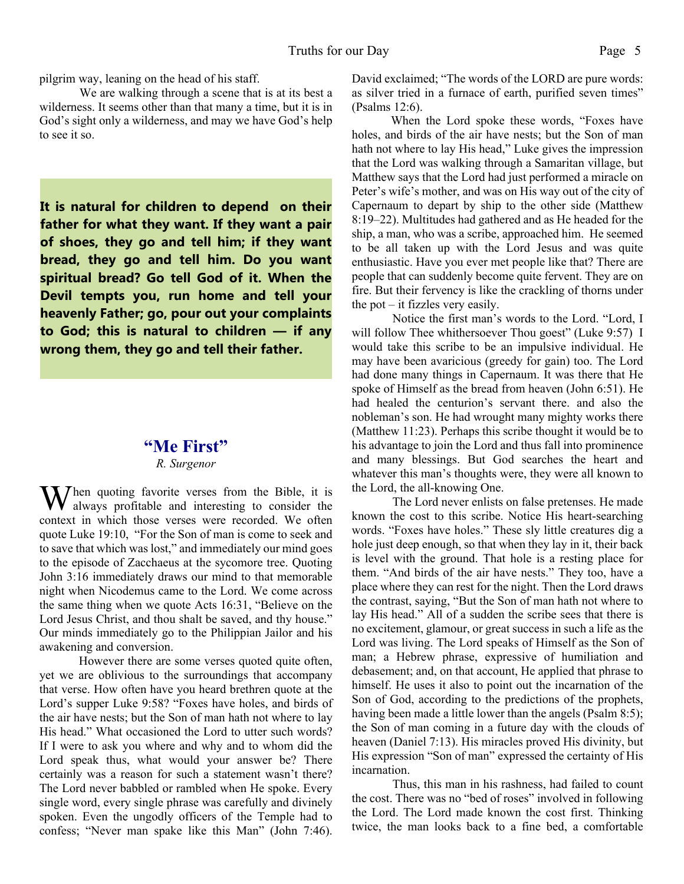pilgrim way, leaning on the head of his staff.

We are walking through a scene that is at its best a wilderness. It seems other than that many a time, but it is in God's sight only a wilderness, and may we have God's help to see it so.

**It is natural for children to depend on their father for what they want. If they want a pair of shoes, they go and tell him; if they want bread, they go and tell him. Do you want spiritual bread? Go tell God of it. When the Devil tempts you, run home and tell your heavenly Father; go, pour out your complaints to God; this is natural to children — if any wrong them, they go and tell their father.**

## "Me First"

*R. Surgenor*

When quoting favorite verses from the Bible, it is always profitable and interesting to consider the context in which those verses were recorded. We often quote Luke 19:10, "For the Son of man is come to seek and to save that which was lost," and immediately our mind goes to the episode of Zacchaeus at the sycomore tree. Quoting John 3:16 immediately draws our mind to that memorable night when Nicodemus came to the Lord. We come across the same thing when we quote Acts 16:31, "Believe on the Lord Jesus Christ, and thou shalt be saved, and thy house." Our minds immediately go to the Philippian Jailor and his awakening and conversion.

However there are some verses quoted quite often, yet we are oblivious to the surroundings that accompany that verse. How often have you heard brethren quote at the Lord's supper Luke 9:58? "Foxes have holes, and birds of the air have nests; but the Son of man hath not where to lay His head." What occasioned the Lord to utter such words? If I were to ask you where and why and to whom did the Lord speak thus, what would your answer be? There certainly was a reason for such a statement wasn't there? The Lord never babbled or rambled when He spoke. Every single word, every single phrase was carefully and divinely spoken. Even the ungodly officers of the Temple had to confess; "Never man spake like this Man" (John 7:46). David exclaimed; "The words of the LORD are pure words: as silver tried in a furnace of earth, purified seven times" (Psalms 12:6).

When the Lord spoke these words, "Foxes have holes, and birds of the air have nests; but the Son of man hath not where to lay His head," Luke gives the impression that the Lord was walking through a Samaritan village, but Matthew says that the Lord had just performed a miracle on Peter's wife's mother, and was on His way out of the city of Capernaum to depart by ship to the other side (Matthew 8:19–22). Multitudes had gathered and as He headed for the ship, a man, who was a scribe, approached him. He seemed to be all taken up with the Lord Jesus and was quite enthusiastic. Have you ever met people like that? There are people that can suddenly become quite fervent. They are on fire. But their fervency is like the crackling of thorns under the pot – it fizzles very easily.

Notice the first man's words to the Lord. "Lord, I will follow Thee whithersoever Thou goest" (Luke 9:57) I would take this scribe to be an impulsive individual. He may have been avaricious (greedy for gain) too. The Lord had done many things in Capernaum. It was there that He spoke of Himself as the bread from heaven (John 6:51). He had healed the centurion's servant there. and also the nobleman's son. He had wrought many mighty works there (Matthew 11:23). Perhaps this scribe thought it would be to his advantage to join the Lord and thus fall into prominence and many blessings. But God searches the heart and whatever this man's thoughts were, they were all known to the Lord, the all-knowing One.

The Lord never enlists on false pretenses. He made known the cost to this scribe. Notice His heart-searching words. "Foxes have holes." These sly little creatures dig a hole just deep enough, so that when they lay in it, their back is level with the ground. That hole is a resting place for them. "And birds of the air have nests." They too, have a place where they can rest for the night. Then the Lord draws the contrast, saying, "But the Son of man hath not where to lay His head." All of a sudden the scribe sees that there is no excitement, glamour, or great success in such a life as the Lord was living. The Lord speaks of Himself as the Son of man; a Hebrew phrase, expressive of humiliation and debasement; and, on that account, He applied that phrase to himself. He uses it also to point out the incarnation of the Son of God, according to the predictions of the prophets, having been made a little lower than the angels (Psalm 8:5); the Son of man coming in a future day with the clouds of heaven (Daniel 7:13). His miracles proved His divinity, but His expression "Son of man" expressed the certainty of His incarnation.

Thus, this man in his rashness, had failed to count the cost. There was no "bed of roses" involved in following the Lord. The Lord made known the cost first. Thinking twice, the man looks back to a fine bed, a comfortable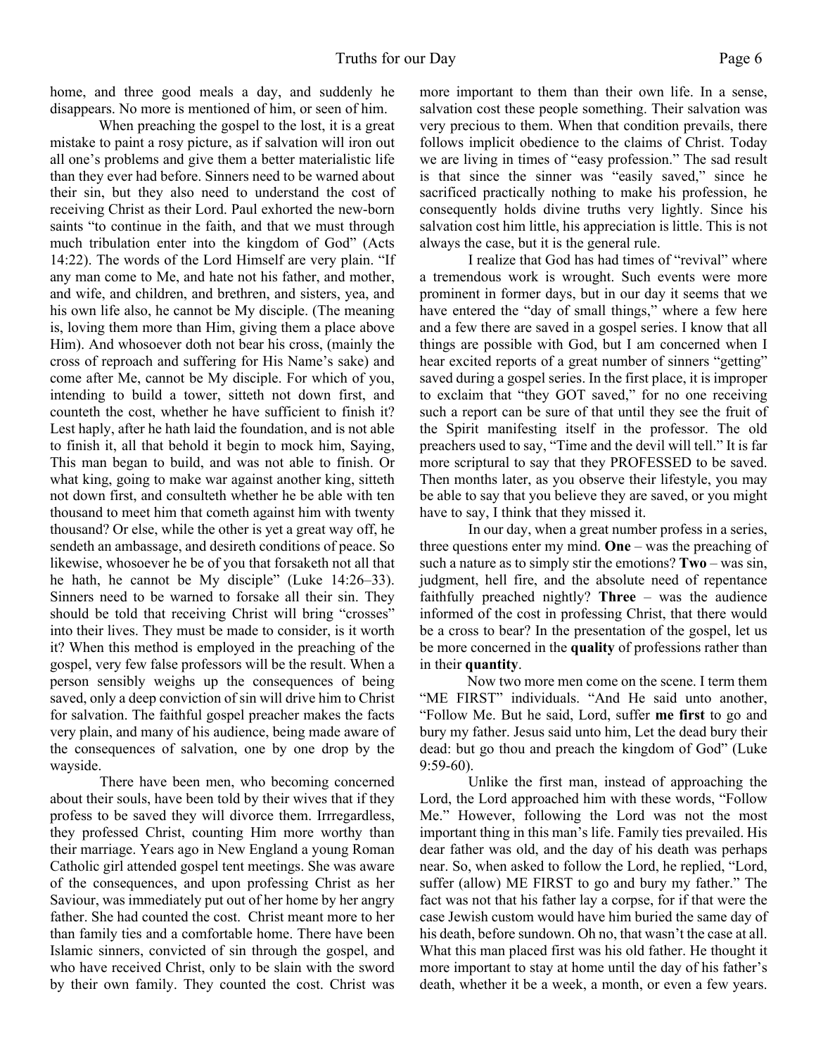home, and three good meals a day, and suddenly he disappears. No more is mentioned of him, or seen of him.

When preaching the gospel to the lost, it is a great mistake to paint a rosy picture, as if salvation will iron out all one's problems and give them a better materialistic life than they ever had before. Sinners need to be warned about their sin, but they also need to understand the cost of receiving Christ as their Lord. Paul exhorted the new-born saints "to continue in the faith, and that we must through much tribulation enter into the kingdom of God" (Acts 14:22). The words of the Lord Himself are very plain. "If any man come to Me, and hate not his father, and mother, and wife, and children, and brethren, and sisters, yea, and his own life also, he cannot be My disciple. (The meaning is, loving them more than Him, giving them a place above Him). And whosoever doth not bear his cross, (mainly the cross of reproach and suffering for His Name's sake) and come after Me, cannot be My disciple. For which of you, intending to build a tower, sitteth not down first, and counteth the cost, whether he have sufficient to finish it? Lest haply, after he hath laid the foundation, and is not able to finish it, all that behold it begin to mock him, Saying, This man began to build, and was not able to finish. Or what king, going to make war against another king, sitteth not down first, and consulteth whether he be able with ten thousand to meet him that cometh against him with twenty thousand? Or else, while the other is yet a great way off, he sendeth an ambassage, and desireth conditions of peace. So likewise, whosoever he be of you that forsaketh not all that he hath, he cannot be My disciple" (Luke 14:26–33). Sinners need to be warned to forsake all their sin. They should be told that receiving Christ will bring "crosses" into their lives. They must be made to consider, is it worth it? When this method is employed in the preaching of the gospel, very few false professors will be the result. When a person sensibly weighs up the consequences of being saved, only a deep conviction of sin will drive him to Christ for salvation. The faithful gospel preacher makes the facts very plain, and many of his audience, being made aware of the consequences of salvation, one by one drop by the wayside.

There have been men, who becoming concerned about their souls, have been told by their wives that if they profess to be saved they will divorce them. Irrregardless, they professed Christ, counting Him more worthy than their marriage. Years ago in New England a young Roman Catholic girl attended gospel tent meetings. She was aware of the consequences, and upon professing Christ as her Saviour, was immediately put out of her home by her angry father. She had counted the cost. Christ meant more to her than family ties and a comfortable home. There have been Islamic sinners, convicted of sin through the gospel, and who have received Christ, only to be slain with the sword by their own family. They counted the cost. Christ was more important to them than their own life. In a sense, salvation cost these people something. Their salvation was very precious to them. When that condition prevails, there follows implicit obedience to the claims of Christ. Today we are living in times of "easy profession." The sad result is that since the sinner was "easily saved," since he sacrificed practically nothing to make his profession, he consequently holds divine truths very lightly. Since his salvation cost him little, his appreciation is little. This is not always the case, but it is the general rule.

I realize that God has had times of "revival" where a tremendous work is wrought. Such events were more prominent in former days, but in our day it seems that we have entered the "day of small things," where a few here and a few there are saved in a gospel series. I know that all things are possible with God, but I am concerned when I hear excited reports of a great number of sinners "getting" saved during a gospel series. In the first place, it is improper to exclaim that "they GOT saved," for no one receiving such a report can be sure of that until they see the fruit of the Spirit manifesting itself in the professor. The old preachers used to say, "Time and the devil will tell." It is far more scriptural to say that they PROFESSED to be saved. Then months later, as you observe their lifestyle, you may be able to say that you believe they are saved, or you might have to say, I think that they missed it.

In our day, when a great number profess in a series, three questions enter my mind. **One** – was the preaching of such a nature as to simply stir the emotions? **Two** – was sin, judgment, hell fire, and the absolute need of repentance faithfully preached nightly? **Three** – was the audience informed of the cost in professing Christ, that there would be a cross to bear? In the presentation of the gospel, let us be more concerned in the **quality** of professions rather than in their **quantity**.

Now two more men come on the scene. I term them "ME FIRST" individuals. "And He said unto another, "Follow Me. But he said, Lord, suffer **me first** to go and bury my father. Jesus said unto him, Let the dead bury their dead: but go thou and preach the kingdom of God" (Luke 9:59-60).

Unlike the first man, instead of approaching the Lord, the Lord approached him with these words, "Follow Me." However, following the Lord was not the most important thing in this man's life. Family ties prevailed. His dear father was old, and the day of his death was perhaps near. So, when asked to follow the Lord, he replied, "Lord, suffer (allow) ME FIRST to go and bury my father." The fact was not that his father lay a corpse, for if that were the case Jewish custom would have him buried the same day of his death, before sundown. Oh no, that wasn't the case at all. What this man placed first was his old father. He thought it more important to stay at home until the day of his father's death, whether it be a week, a month, or even a few years.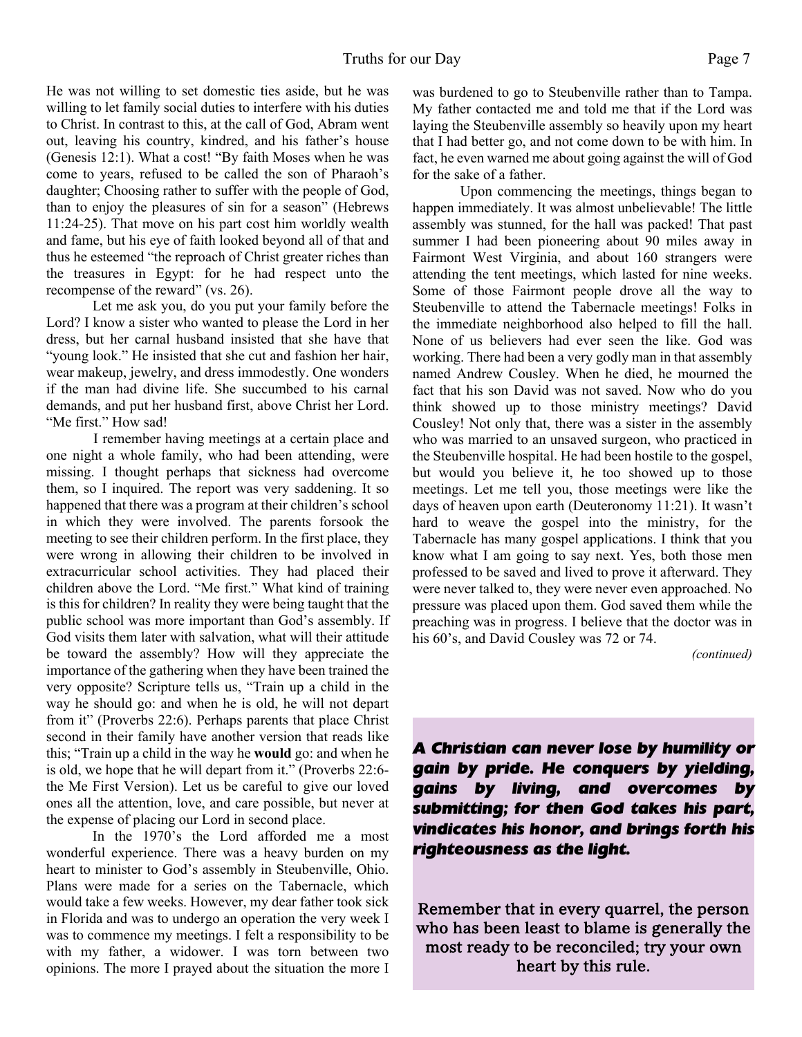He was not willing to set domestic ties aside, but he was willing to let family social duties to interfere with his duties to Christ. In contrast to this, at the call of God, Abram went out, leaving his country, kindred, and his father's house (Genesis 12:1). What a cost! "By faith Moses when he was come to years, refused to be called the son of Pharaoh's daughter; Choosing rather to suffer with the people of God, than to enjoy the pleasures of sin for a season" (Hebrews 11:24-25). That move on his part cost him worldly wealth and fame, but his eye of faith looked beyond all of that and thus he esteemed "the reproach of Christ greater riches than the treasures in Egypt: for he had respect unto the recompense of the reward" (vs. 26).

Let me ask you, do you put your family before the Lord? I know a sister who wanted to please the Lord in her dress, but her carnal husband insisted that she have that "young look." He insisted that she cut and fashion her hair, wear makeup, jewelry, and dress immodestly. One wonders if the man had divine life. She succumbed to his carnal demands, and put her husband first, above Christ her Lord. "Me first." How sad!

I remember having meetings at a certain place and one night a whole family, who had been attending, were missing. I thought perhaps that sickness had overcome them, so I inquired. The report was very saddening. It so happened that there was a program at their children's school in which they were involved. The parents forsook the meeting to see their children perform. In the first place, they were wrong in allowing their children to be involved in extracurricular school activities. They had placed their children above the Lord. "Me first." What kind of training is this for children? In reality they were being taught that the public school was more important than God's assembly. If God visits them later with salvation, what will their attitude be toward the assembly? How will they appreciate the importance of the gathering when they have been trained the very opposite? Scripture tells us, "Train up a child in the way he should go: and when he is old, he will not depart from it" (Proverbs 22:6). Perhaps parents that place Christ second in their family have another version that reads like this; "Train up a child in the way he **would** go: and when he is old, we hope that he will depart from it." (Proverbs 22:6- the Me First Version). Let us be careful to give our loved ones all the attention, love, and care possible, but never at the expense of placing our Lord in second place.

In the 1970's the Lord afforded me a most wonderful experience. There was a heavy burden on my heart to minister to God's assembly in Steubenville, Ohio. Plans were made for a series on the Tabernacle, which would take a few weeks. However, my dear father took sick in Florida and was to undergo an operation the very week I was to commence my meetings. I felt a responsibility to be with my father, a widower. I was torn between two opinions. The more I prayed about the situation the more I was burdened to go to Steubenville rather than to Tampa. My father contacted me and told me that if the Lord was laying the Steubenville assembly so heavily upon my heart that I had better go, and not come down to be with him. In fact, he even warned me about going against the will of God for the sake of a father.

Upon commencing the meetings, things began to happen immediately. It was almost unbelievable! The little assembly was stunned, for the hall was packed! That past summer I had been pioneering about 90 miles away in Fairmont West Virginia, and about 160 strangers were attending the tent meetings, which lasted for nine weeks. Some of those Fairmont people drove all the way to Steubenville to attend the Tabernacle meetings! Folks in the immediate neighborhood also helped to fill the hall. None of us believers had ever seen the like. God was working. There had been a very godly man in that assembly named Andrew Cousley. When he died, he mourned the fact that his son David was not saved. Now who do you think showed up to those ministry meetings? David Cousley! Not only that, there was a sister in the assembly who was married to an unsaved surgeon, who practiced in the Steubenville hospital. He had been hostile to the gospel, but would you believe it, he too showed up to those meetings. Let me tell you, those meetings were like the days of heaven upon earth (Deuteronomy 11:21). It wasn't hard to weave the gospel into the ministry, for the Tabernacle has many gospel applications. I think that you know what I am going to say next. Yes, both those men professed to be saved and lived to prove it afterward. They were never talked to, they were never even approached. No pressure was placed upon them. God saved them while the preaching was in progress. I believe that the doctor was in his 60's, and David Cousley was 72 or 74.

*(continued)*

***A Christian can never lose by humility or gain by pride. He conquers by yielding, gains by living, and overcomes by submitting; for then God takes his part, vindicates his honor, and brings forth his righteousness as the light.***

Remember that in every quarrel, the person who has been least to blame is generally the most ready to be reconciled; try your own heart by this rule.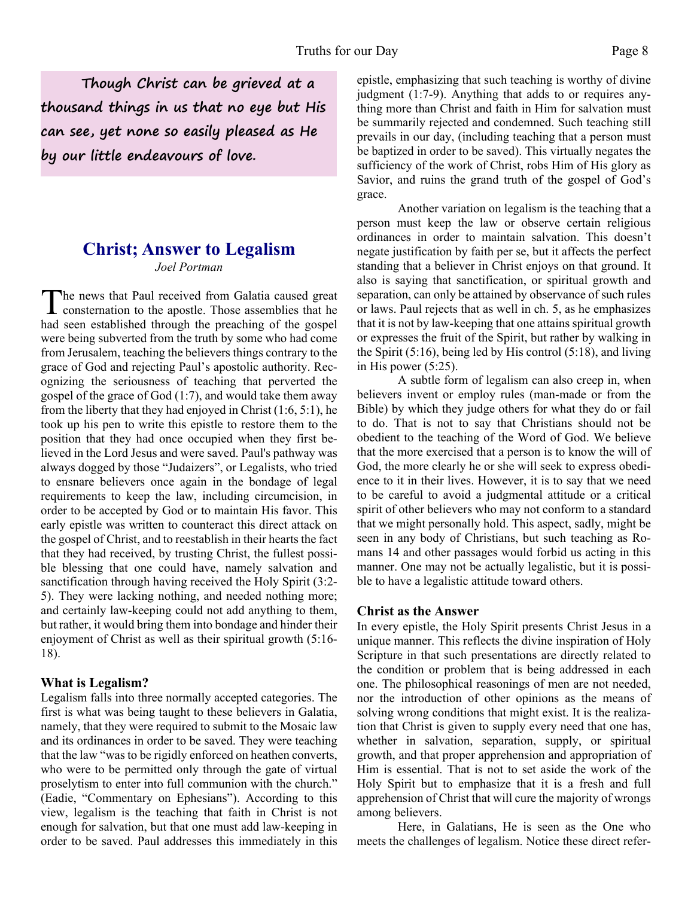*Though Christ can be grieved at a thousand things in us that no eye but His can see, yet none so easily pleased as He by our little endeavours of love.*

## Christ; Answer to Legalism

*Joel Portman*

The news that Paul received from Galatia caused great consternation to the apostle. Those assemblies that he had seen established through the preaching of the gospel were being subverted from the truth by some who had come from Jerusalem, teaching the believers things contrary to the grace of God and rejecting Paul's apostolic authority. Recognizing the seriousness of teaching that perverted the gospel of the grace of God (1:7), and would take them away from the liberty that they had enjoyed in Christ (1:6, 5:1), he took up his pen to write this epistle to restore them to the position that they had once occupied when they first believed in the Lord Jesus and were saved. Paul's pathway was always dogged by those "Judaizers", or Legalists, who tried to ensnare believers once again in the bondage of legal requirements to keep the law, including circumcision, in order to be accepted by God or to maintain His favor. This early epistle was written to counteract this direct attack on the gospel of Christ, and to reestablish in their hearts the fact that they had received, by trusting Christ, the fullest possible blessing that one could have, namely salvation and sanctification through having received the Holy Spirit (3:2-5). They were lacking nothing, and needed nothing more; and certainly law-keeping could not add anything to them, but rather, it would bring them into bondage and hinder their enjoyment of Christ as well as their spiritual growth (5:16-18).

### What is Legalism?

Legalism falls into three normally accepted categories. The first is what was being taught to these believers in Galatia, namely, that they were required to submit to the Mosaic law and its ordinances in order to be saved. They were teaching that the law "was to be rigidly enforced on heathen converts, who were to be permitted only through the gate of virtual proselytism to enter into full communion with the church." (Eadie, "Commentary on Ephesians"). According to this view, legalism is the teaching that faith in Christ is not enough for salvation, but that one must add law-keeping in order to be saved. Paul addresses this immediately in this epistle, emphasizing that such teaching is worthy of divine judgment (1:7-9). Anything that adds to or requires anything more than Christ and faith in Him for salvation must be summarily rejected and condemned. Such teaching still prevails in our day, (including teaching that a person must be baptized in order to be saved). This virtually negates the sufficiency of the work of Christ, robs Him of His glory as Savior, and ruins the grand truth of the gospel of God's grace.

Another variation on legalism is the teaching that a person must keep the law or observe certain religious ordinances in order to maintain salvation. This doesn't negate justification by faith per se, but it affects the perfect standing that a believer in Christ enjoys on that ground. It also is saying that sanctification, or spiritual growth and separation, can only be attained by observance of such rules or laws. Paul rejects that as well in ch. 5, as he emphasizes that it is not by law-keeping that one attains spiritual growth or expresses the fruit of the Spirit, but rather by walking in the Spirit (5:16), being led by His control (5:18), and living in His power (5:25).

A subtle form of legalism can also creep in, when believers invent or employ rules (man-made or from the Bible) by which they judge others for what they do or fail to do. That is not to say that Christians should not be obedient to the teaching of the Word of God. We believe that the more exercised that a person is to know the will of God, the more clearly he or she will seek to express obedience to it in their lives. However, it is to say that we need to be careful to avoid a judgmental attitude or a critical spirit of other believers who may not conform to a standard that we might personally hold. This aspect, sadly, might be seen in any body of Christians, but such teaching as Romans 14 and other passages would forbid us acting in this manner. One may not be actually legalistic, but it is possible to have a legalistic attitude toward others.

### Christ as the Answer

In every epistle, the Holy Spirit presents Christ Jesus in a unique manner. This reflects the divine inspiration of Holy Scripture in that such presentations are directly related to the condition or problem that is being addressed in each one. The philosophical reasonings of men are not needed, nor the introduction of other opinions as the means of solving wrong conditions that might exist. It is the realization that Christ is given to supply every need that one has, whether in salvation, separation, supply, or spiritual growth, and that proper apprehension and appropriation of Him is essential. That is not to set aside the work of the Holy Spirit but to emphasize that it is a fresh and full apprehension of Christ that will cure the majority of wrongs among believers.

Here, in Galatians, He is seen as the One who meets the challenges of legalism. Notice these direct refer-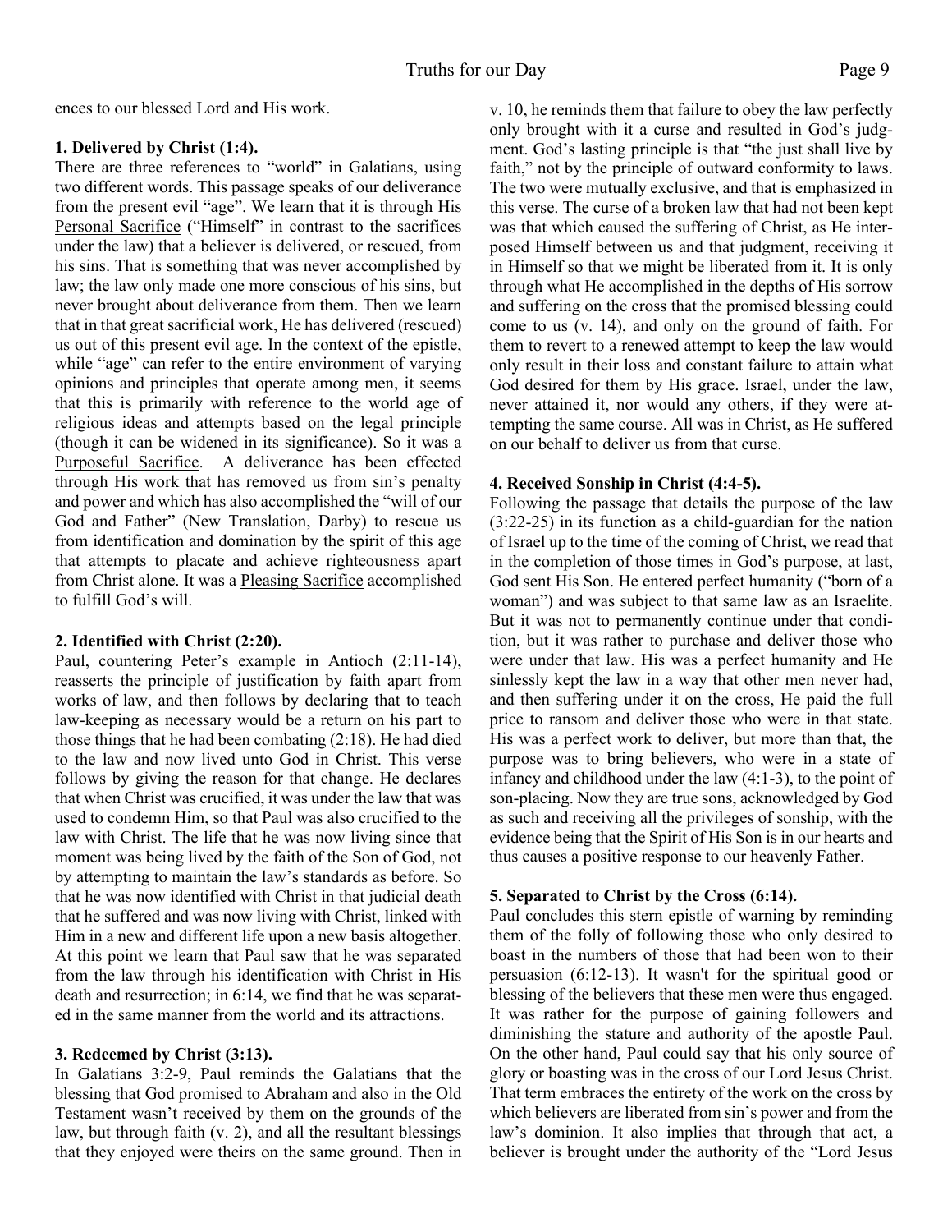ences to our blessed Lord and His work.

**1. Delivered by Christ (1:4).**

There are three references to "world" in Galatians, using two different words. This passage speaks of our deliverance from the present evil "age". We learn that it is through His Personal Sacrifice ("Himself" in contrast to the sacrifices under the law) that a believer is delivered, or rescued, from his sins. That is something that was never accomplished by law; the law only made one more conscious of his sins, but never brought about deliverance from them. Then we learn that in that great sacrificial work, He has delivered (rescued) us out of this present evil age. In the context of the epistle, while "age" can refer to the entire environment of varying opinions and principles that operate among men, it seems that this is primarily with reference to the world age of religious ideas and attempts based on the legal principle (though it can be widened in its significance). So it was a Purposeful Sacrifice. A deliverance has been effected through His work that has removed us from sin's penalty and power and which has also accomplished the "will of our God and Father" (New Translation, Darby) to rescue us from identification and domination by the spirit of this age that attempts to placate and achieve righteousness apart from Christ alone. It was a Pleasing Sacrifice accomplished to fulfill God's will.

**2. Identified with Christ (2:20).**

Paul, countering Peter's example in Antioch (2:11-14), reasserts the principle of justification by faith apart from works of law, and then follows by declaring that to teach law-keeping as necessary would be a return on his part to those things that he had been combating (2:18). He had died to the law and now lived unto God in Christ. This verse follows by giving the reason for that change. He declares that when Christ was crucified, it was under the law that was used to condemn Him, so that Paul was also crucified to the law with Christ. The life that he was now living since that moment was being lived by the faith of the Son of God, not by attempting to maintain the law's standards as before. So that he was now identified with Christ in that judicial death that he suffered and was now living with Christ, linked with Him in a new and different life upon a new basis altogether. At this point we learn that Paul saw that he was separated from the law through his identification with Christ in His death and resurrection; in 6:14, we find that he was separated in the same manner from the world and its attractions.

**3. Redeemed by Christ (3:13).**

In Galatians 3:2-9, Paul reminds the Galatians that the blessing that God promised to Abraham and also in the Old Testament wasn't received by them on the grounds of the law, but through faith (v. 2), and all the resultant blessings that they enjoyed were theirs on the same ground. Then in v. 10, he reminds them that failure to obey the law perfectly only brought with it a curse and resulted in God's judgment. God's lasting principle is that "the just shall live by faith," not by the principle of outward conformity to laws. The two were mutually exclusive, and that is emphasized in this verse. The curse of a broken law that had not been kept was that which caused the suffering of Christ, as He interposed Himself between us and that judgment, receiving it in Himself so that we might be liberated from it. It is only through what He accomplished in the depths of His sorrow and suffering on the cross that the promised blessing could come to us (v. 14), and only on the ground of faith. For them to revert to a renewed attempt to keep the law would only result in their loss and constant failure to attain what God desired for them by His grace. Israel, under the law, never attained it, nor would any others, if they were attempting the same course. All was in Christ, as He suffered on our behalf to deliver us from that curse.

**4. Received Sonship in Christ (4:4-5).**

Following the passage that details the purpose of the law (3:22-25) in its function as a child-guardian for the nation of Israel up to the time of the coming of Christ, we read that in the completion of those times in God's purpose, at last, God sent His Son. He entered perfect humanity ("born of a woman") and was subject to that same law as an Israelite. But it was not to permanently continue under that condition, but it was rather to purchase and deliver those who were under that law. His was a perfect humanity and He sinlessly kept the law in a way that other men never had, and then suffering under it on the cross, He paid the full price to ransom and deliver those who were in that state. His was a perfect work to deliver, but more than that, the purpose was to bring believers, who were in a state of infancy and childhood under the law (4:1-3), to the point of son-placing. Now they are true sons, acknowledged by God as such and receiving all the privileges of sonship, with the evidence being that the Spirit of His Son is in our hearts and thus causes a positive response to our heavenly Father.

**5. Separated to Christ by the Cross (6:14).**

Paul concludes this stern epistle of warning by reminding them of the folly of following those who only desired to boast in the numbers of those that had been won to their persuasion (6:12-13). It wasn't for the spiritual good or blessing of the believers that these men were thus engaged. It was rather for the purpose of gaining followers and diminishing the stature and authority of the apostle Paul. On the other hand, Paul could say that his only source of glory or boasting was in the cross of our Lord Jesus Christ. That term embraces the entirety of the work on the cross by which believers are liberated from sin's power and from the law's dominion. It also implies that through that act, a believer is brought under the authority of the "Lord Jesus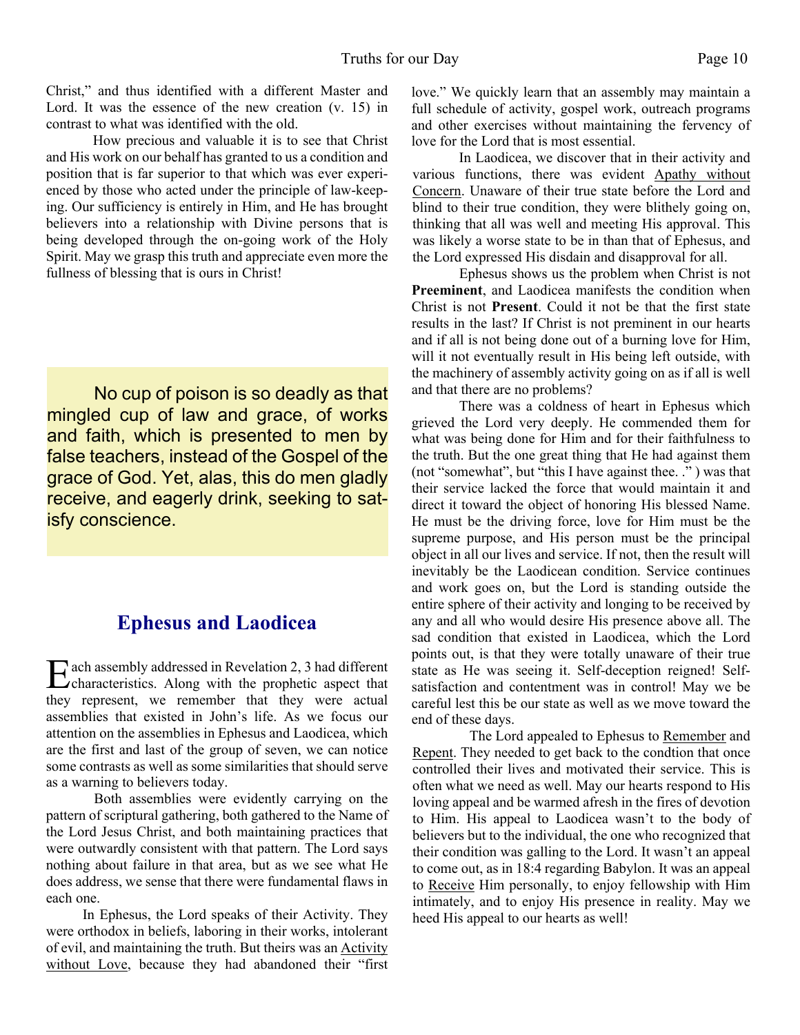Christ," and thus identified with a different Master and Lord. It was the essence of the new creation (v. 15) in contrast to what was identified with the old.

How precious and valuable it is to see that Christ and His work on our behalf has granted to us a condition and position that is far superior to that which was ever experienced by those who acted under the principle of law-keeping. Our sufficiency is entirely in Him, and He has brought believers into a relationship with Divine persons that is being developed through the on-going work of the Holy Spirit. May we grasp this truth and appreciate even more the fullness of blessing that is ours in Christ!

> No cup of poison is so deadly as that mingled cup of law and grace, of works and faith, which is presented to men by false teachers, instead of the Gospel of the grace of God. Yet, alas, this do men gladly receive, and eagerly drink, seeking to satisfy conscience.

## Ephesus and Laodicea

Each assembly addressed in Revelation 2, 3 had different characteristics. Along with the prophetic aspect that they represent, we remember that they were actual assemblies that existed in John's life. As we focus our attention on the assemblies in Ephesus and Laodicea, which are the first and last of the group of seven, we can notice some contrasts as well as some similarities that should serve as a warning to believers today.

Both assemblies were evidently carrying on the pattern of scriptural gathering, both gathered to the Name of the Lord Jesus Christ, and both maintaining practices that were outwardly consistent with that pattern. The Lord says nothing about failure in that area, but as we see what He does address, we sense that there were fundamental flaws in each one.

In Ephesus, the Lord speaks of their Activity. They were orthodox in beliefs, laboring in their works, intolerant of evil, and maintaining the truth. But theirs was an Activity without Love, because they had abandoned their "first love." We quickly learn that an assembly may maintain a full schedule of activity, gospel work, outreach programs and other exercises without maintaining the fervency of love for the Lord that is most essential.

In Laodicea, we discover that in their activity and various functions, there was evident Apathy without Concern. Unaware of their true state before the Lord and blind to their true condition, they were blithely going on, thinking that all was well and meeting His approval. This was likely a worse state to be in than that of Ephesus, and the Lord expressed His disdain and disapproval for all.

Ephesus shows us the problem when Christ is not **Preeminent**, and Laodicea manifests the condition when Christ is not **Present**. Could it not be that the first state results in the last? If Christ is not preminent in our hearts and if all is not being done out of a burning love for Him, will it not eventually result in His being left outside, with the machinery of assembly activity going on as if all is well and that there are no problems?

There was a coldness of heart in Ephesus which grieved the Lord very deeply. He commended them for what was being done for Him and for their faithfulness to the truth. But the one great thing that He had against them (not "somewhat", but "this I have against thee. ." ) was that their service lacked the force that would maintain it and direct it toward the object of honoring His blessed Name. He must be the driving force, love for Him must be the supreme purpose, and His person must be the principal object in all our lives and service. If not, then the result will inevitably be the Laodicean condition. Service continues and work goes on, but the Lord is standing outside the entire sphere of their activity and longing to be received by any and all who would desire His presence above all. The sad condition that existed in Laodicea, which the Lord points out, is that they were totally unaware of their true state as He was seeing it. Self-deception reigned! Self-satisfaction and contentment was in control! May we be careful lest this be our state as well as we move toward the end of these days.

The Lord appealed to Ephesus to Remember and Repent. They needed to get back to the condtion that once controlled their lives and motivated their service. This is often what we need as well. May our hearts respond to His loving appeal and be warmed afresh in the fires of devotion to Him. His appeal to Laodicea wasn't to the body of believers but to the individual, the one who recognized that their condition was galling to the Lord. It wasn't an appeal to come out, as in 18:4 regarding Babylon. It was an appeal to Receive Him personally, to enjoy fellowship with Him intimately, and to enjoy His presence in reality. May we heed His appeal to our hearts as well!